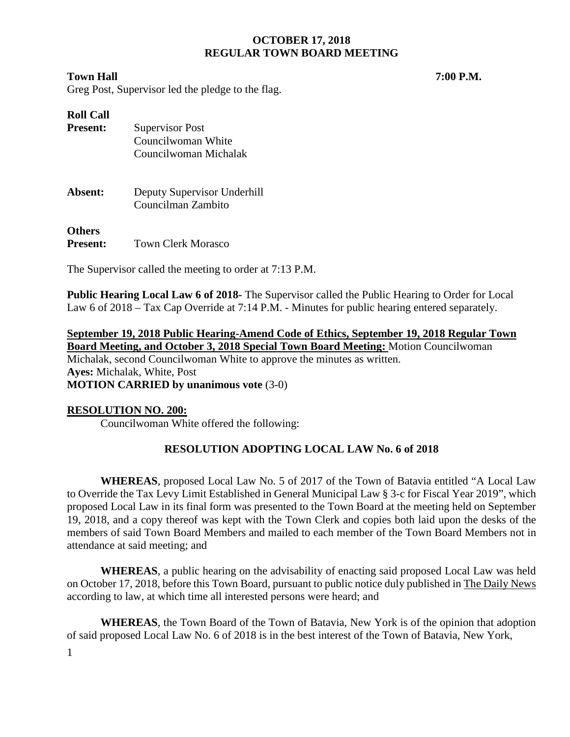**OCTOBER 17, 2018**
**REGULAR TOWN BOARD MEETING**

**Town Hall** **7:00 P.M.**

Greg Post, Supervisor led the pledge to the flag.

**Roll Call**

**Present:** Supervisor Post
Councilwoman White
Councilwoman Michalak

**Absent:** Deputy Supervisor Underhill
Councilman Zambito

**Others**
**Present:** Town Clerk Morasco

The Supervisor called the meeting to order at 7:13 P.M.

**Public Hearing Local Law 6 of 2018-** The Supervisor called the Public Hearing to Order for Local Law 6 of 2018 – Tax Cap Override at 7:14 P.M. - Minutes for public hearing entered separately.

**September 19, 2018 Public Hearing-Amend Code of Ethics, September 19, 2018 Regular Town Board Meeting, and October 3, 2018 Special Town Board Meeting:** Motion Councilwoman Michalak, second Councilwoman White to approve the minutes as written.
**Ayes:** Michalak, White, Post
**MOTION CARRIED by unanimous vote** (3-0)

**RESOLUTION NO. 200:**

Councilwoman White offered the following:

**RESOLUTION ADOPTING LOCAL LAW No. 6 of 2018**

**WHEREAS**, proposed Local Law No. 5 of 2017 of the Town of Batavia entitled "A Local Law to Override the Tax Levy Limit Established in General Municipal Law § 3-c for Fiscal Year 2019", which proposed Local Law in its final form was presented to the Town Board at the meeting held on September 19, 2018, and a copy thereof was kept with the Town Clerk and copies both laid upon the desks of the members of said Town Board Members and mailed to each member of the Town Board Members not in attendance at said meeting; and

**WHEREAS**, a public hearing on the advisability of enacting said proposed Local Law was held on October 17, 2018, before this Town Board, pursuant to public notice duly published in The Daily News according to law, at which time all interested persons were heard; and

**WHEREAS**, the Town Board of the Town of Batavia, New York is of the opinion that adoption of said proposed Local Law No. 6 of 2018 is in the best interest of the Town of Batavia, New York,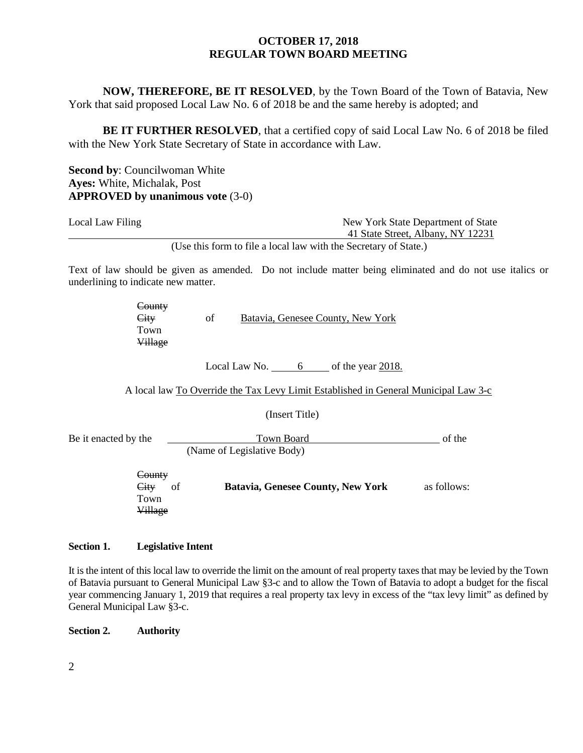**NOW, THEREFORE, BE IT RESOLVED**, by the Town Board of the Town of Batavia, New York that said proposed Local Law No. 6 of 2018 be and the same hereby is adopted; and

**BE IT FURTHER RESOLVED**, that a certified copy of said Local Law No. 6 of 2018 be filed with the New York State Secretary of State in accordance with Law.

**Second by**: Councilwoman White
**Ayes:** White, Michalak, Post
**APPROVED by unanimous vote** (3-0)

Local Law Filing — New York State Department of State, 41 State Street, Albany, NY 12231

(Use this form to file a local law with the Secretary of State.)

Text of law should be given as amended. Do not include matter being eliminated and do not use italics or underlining to indicate new matter.

~~County~~
~~City~~
Town
~~Village~~
of Batavia, Genesee County, New York

Local Law No. 6 of the year 2018.

A local law To Override the Tax Levy Limit Established in General Municipal Law 3-c

(Insert Title)

Be it enacted by the Town Board of the
(Name of Legislative Body)

~~County~~
~~City~~
Town
~~Village~~
of **Batavia, Genesee County, New York** as follows:

**Section 1. Legislative Intent**

It is the intent of this local law to override the limit on the amount of real property taxes that may be levied by the Town of Batavia pursuant to General Municipal Law §3-c and to allow the Town of Batavia to adopt a budget for the fiscal year commencing January 1, 2019 that requires a real property tax levy in excess of the "tax levy limit" as defined by General Municipal Law §3-c.

**Section 2. Authority**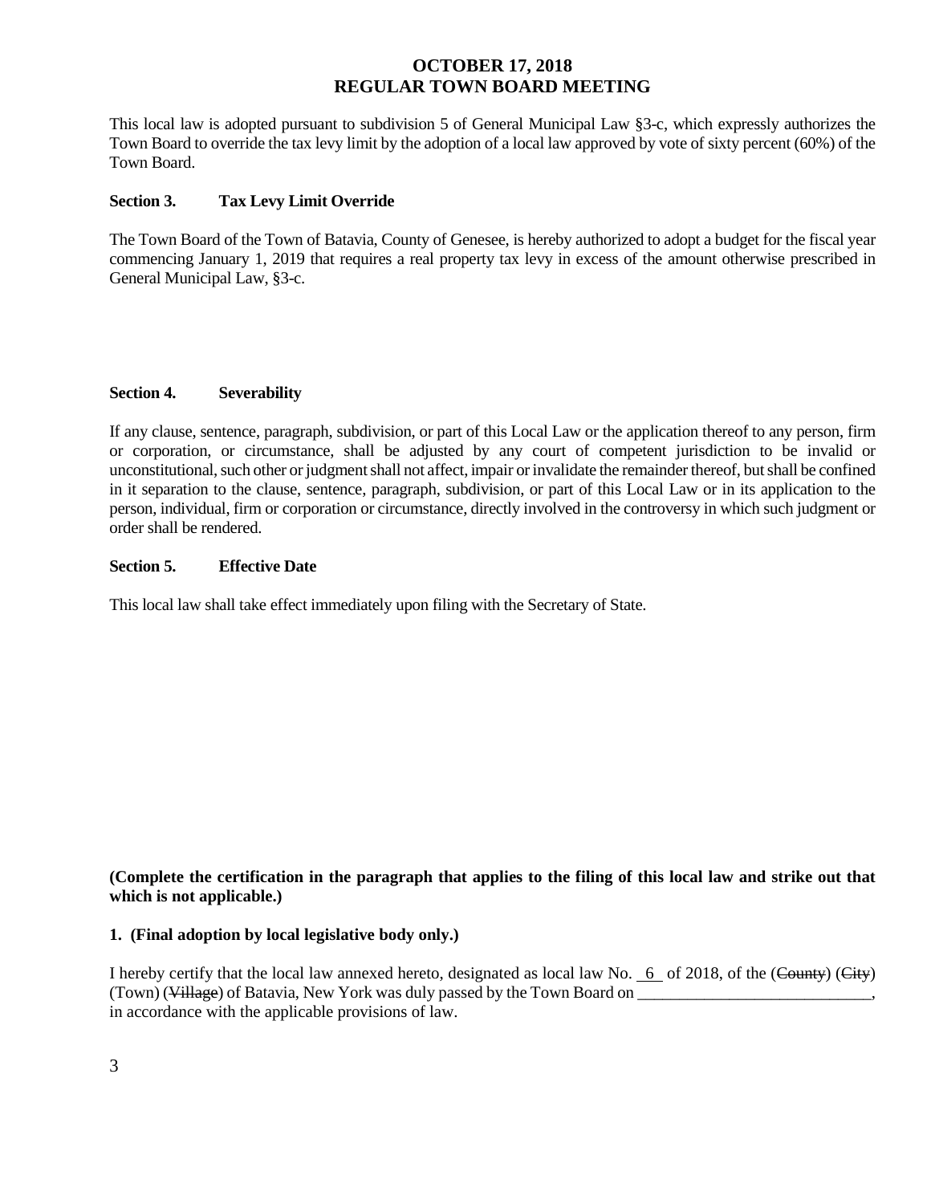This local law is adopted pursuant to subdivision 5 of General Municipal Law §3-c, which expressly authorizes the Town Board to override the tax levy limit by the adoption of a local law approved by vote of sixty percent (60%) of the Town Board.

**Section 3. Tax Levy Limit Override**

The Town Board of the Town of Batavia, County of Genesee, is hereby authorized to adopt a budget for the fiscal year commencing January 1, 2019 that requires a real property tax levy in excess of the amount otherwise prescribed in General Municipal Law, §3-c.

**Section 4. Severability**

If any clause, sentence, paragraph, subdivision, or part of this Local Law or the application thereof to any person, firm or corporation, or circumstance, shall be adjusted by any court of competent jurisdiction to be invalid or unconstitutional, such other or judgment shall not affect, impair or invalidate the remainder thereof, but shall be confined in it separation to the clause, sentence, paragraph, subdivision, or part of this Local Law or in its application to the person, individual, firm or corporation or circumstance, directly involved in the controversy in which such judgment or order shall be rendered.

**Section 5. Effective Date**

This local law shall take effect immediately upon filing with the Secretary of State.

**(Complete the certification in the paragraph that applies to the filing of this local law and strike out that which is not applicable.)**

**1. (Final adoption by local legislative body only.)**

I hereby certify that the local law annexed hereto, designated as local law No. 6 of 2018, of the ~~(County)~~ ~~(City)~~ (Town) ~~(Village)~~ of Batavia, New York was duly passed by the Town Board on ____________________________, in accordance with the applicable provisions of law.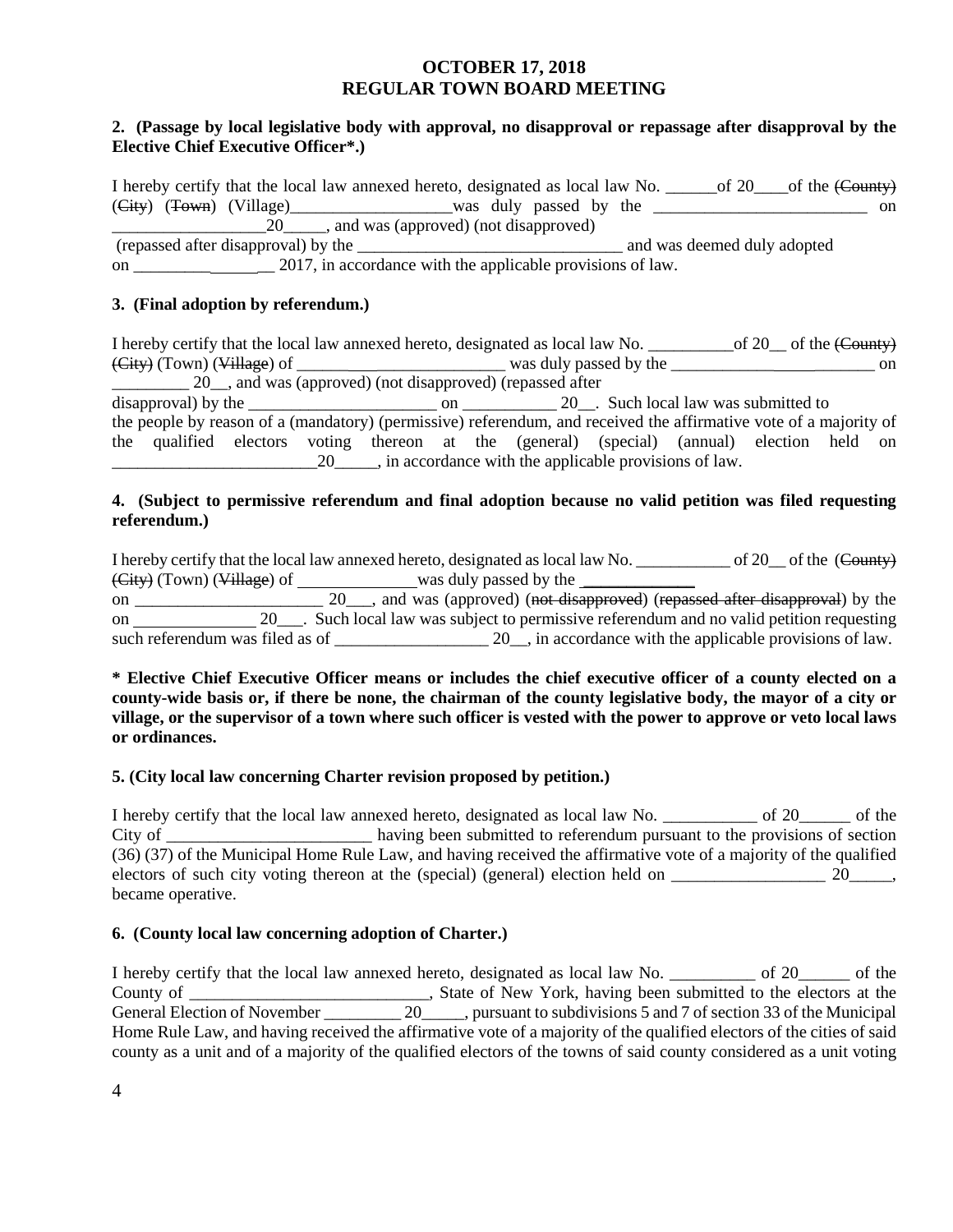**OCTOBER 17, 2018**
**REGULAR TOWN BOARD MEETING**

**2. (Passage by local legislative body with approval, no disapproval or repassage after disapproval by the Elective Chief Executive Officer*.)**

I hereby certify that the local law annexed hereto, designated as local law No. ______of 20____of the ~~(County)~~ (~~City~~) (~~Town~~) (Village)___________________was duly passed by the _________________________ on __________________20_____, and was (approved) (not disapproved) (repassed after disapproval) by the _______________________________ and was deemed duly adopted on ______________ 2017, in accordance with the applicable provisions of law.

**3. (Final adoption by referendum.)**

I hereby certify that the local law annexed hereto, designated as local law No. __________of 20__ of the ~~(County)~~ ~~(City)~~ (Town) (~~Village~~) of ______________________ was duly passed by the ____________________ on _________ 20__, and was (approved) (not disapproved) (repassed after disapproval) by the ______________________ on ___________ 20__. Such local law was submitted to the people by reason of a (mandatory) (permissive) referendum, and received the affirmative vote of a majority of the qualified electors voting thereon at the (general) (special) (annual) election held on ________________________20_____, in accordance with the applicable provisions of law.

**4. (Subject to permissive referendum and final adoption because no valid petition was filed requesting referendum.)**

I hereby certify that the local law annexed hereto, designated as local law No. ___________ of 20__ of the (~~County~~) ~~(City)~~ (Town) (~~Village~~) of ______________was duly passed by the _____________ on ______________________ 20___, and was (approved) (~~not disapproved~~) (~~repassed after disapproval~~) by the on ______________ 20___. Such local law was subject to permissive referendum and no valid petition requesting such referendum was filed as of __________________ 20__, in accordance with the applicable provisions of law.

**\* Elective Chief Executive Officer means or includes the chief executive officer of a county elected on a county-wide basis or, if there be none, the chairman of the county legislative body, the mayor of a city or village, or the supervisor of a town where such officer is vested with the power to approve or veto local laws or ordinances.**

**5. (City local law concerning Charter revision proposed by petition.)**

I hereby certify that the local law annexed hereto, designated as local law No. ___________ of 20______ of the City of ________________________ having been submitted to referendum pursuant to the provisions of section (36) (37) of the Municipal Home Rule Law, and having received the affirmative vote of a majority of the qualified electors of such city voting thereon at the (special) (general) election held on __________________ 20_____, became operative.

**6. (County local law concerning adoption of Charter.)**

I hereby certify that the local law annexed hereto, designated as local law No. __________ of 20______ of the County of ____________________________, State of New York, having been submitted to the electors at the General Election of November _________ 20_____, pursuant to subdivisions 5 and 7 of section 33 of the Municipal Home Rule Law, and having received the affirmative vote of a majority of the qualified electors of the cities of said county as a unit and of a majority of the qualified electors of the towns of said county considered as a unit voting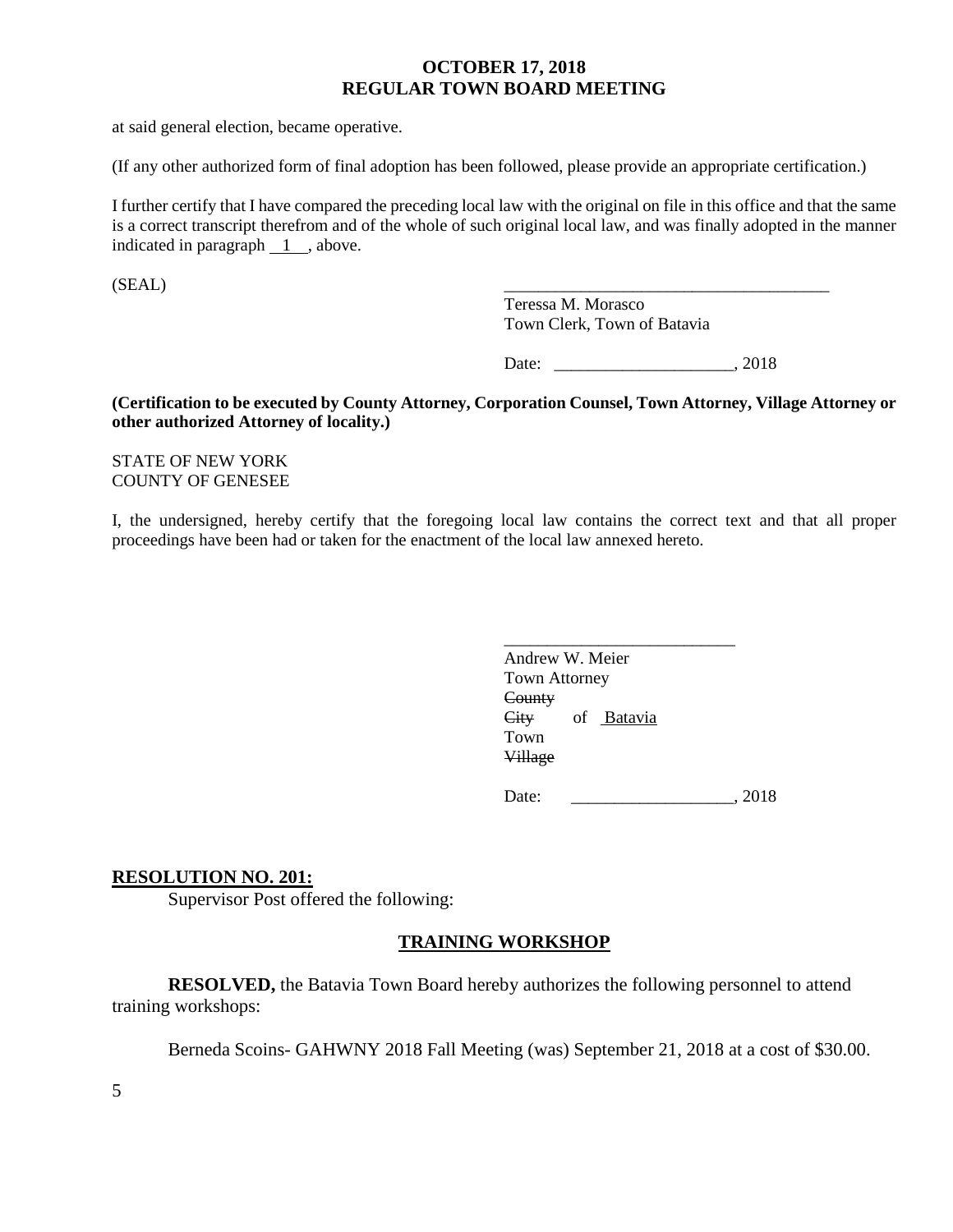at said general election, became operative.

(If any other authorized form of final adoption has been followed, please provide an appropriate certification.)

I further certify that I have compared the preceding local law with the original on file in this office and that the same is a correct transcript therefrom and of the whole of such original local law, and was finally adopted in the manner indicated in paragraph __1__, above.

(SEAL)

\_\_\_\_\_\_\_\_\_\_\_\_\_\_\_\_\_\_\_\_\_\_\_\_\_\_\_\_\_\_\_\_\_\_\_\_\_\_\_\_
Teressa M. Morasco
Town Clerk, Town of Batavia

Date: \_\_\_\_\_\_\_\_\_\_\_\_\_\_\_\_\_\_\_\_\_\_, 2018

**(Certification to be executed by County Attorney, Corporation Counsel, Town Attorney, Village Attorney or other authorized Attorney of locality.)**

STATE OF NEW YORK
COUNTY OF GENESEE

I, the undersigned, hereby certify that the foregoing local law contains the correct text and that all proper proceedings have been had or taken for the enactment of the local law annexed hereto.

\_\_\_\_\_\_\_\_\_\_\_\_\_\_\_\_\_\_\_\_\_\_\_\_\_\_\_\_
Andrew W. Meier
Town Attorney
~~County~~
~~City~~ of Batavia
Town
~~Village~~

Date: \_\_\_\_\_\_\_\_\_\_\_\_\_\_\_\_\_\_\_\_, 2018

**RESOLUTION NO. 201:**

Supervisor Post offered the following:

## TRAINING WORKSHOP

**RESOLVED,** the Batavia Town Board hereby authorizes the following personnel to attend training workshops:

Berneda Scoins- GAHWNY 2018 Fall Meeting (was) September 21, 2018 at a cost of $30.00.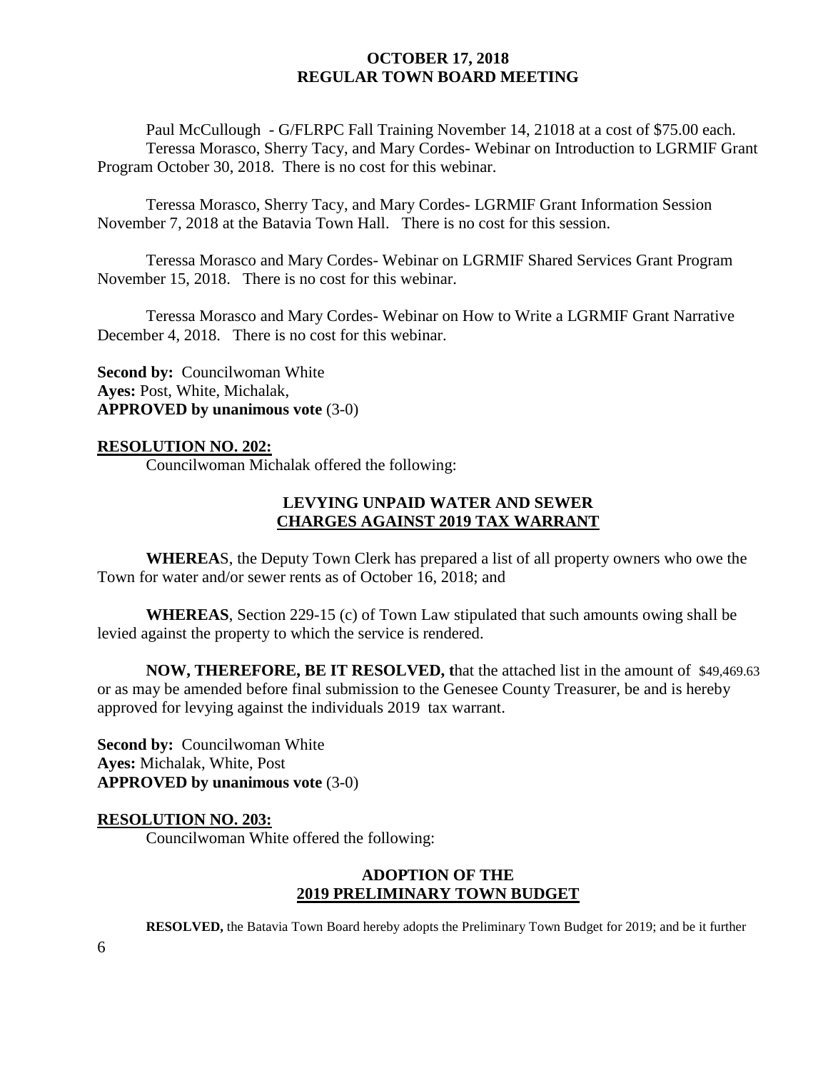Paul McCullough - G/FLRPC Fall Training November 14, 21018 at a cost of $75.00 each.

Teressa Morasco, Sherry Tacy, and Mary Cordes- Webinar on Introduction to LGRMIF Grant Program October 30, 2018. There is no cost for this webinar.

Teressa Morasco, Sherry Tacy, and Mary Cordes- LGRMIF Grant Information Session November 7, 2018 at the Batavia Town Hall. There is no cost for this session.

Teressa Morasco and Mary Cordes- Webinar on LGRMIF Shared Services Grant Program November 15, 2018. There is no cost for this webinar.

Teressa Morasco and Mary Cordes- Webinar on How to Write a LGRMIF Grant Narrative December 4, 2018. There is no cost for this webinar.

**Second by:** Councilwoman White
**Ayes:** Post, White, Michalak,
**APPROVED by unanimous vote** (3-0)

**RESOLUTION NO. 202:**

Councilwoman Michalak offered the following:

**LEVYING UNPAID WATER AND SEWER CHARGES AGAINST 2019 TAX WARRANT**

**WHEREA**S, the Deputy Town Clerk has prepared a list of all property owners who owe the Town for water and/or sewer rents as of October 16, 2018; and

**WHEREAS**, Section 229-15 (c) of Town Law stipulated that such amounts owing shall be levied against the property to which the service is rendered.

**NOW, THEREFORE, BE IT RESOLVED, t**hat the attached list in the amount of $49,469.63 or as may be amended before final submission to the Genesee County Treasurer, be and is hereby approved for levying against the individuals 2019 tax warrant.

**Second by:** Councilwoman White
**Ayes:** Michalak, White, Post
**APPROVED by unanimous vote** (3-0)

**RESOLUTION NO. 203:**

Councilwoman White offered the following:

**ADOPTION OF THE 2019 PRELIMINARY TOWN BUDGET**

**RESOLVED,** the Batavia Town Board hereby adopts the Preliminary Town Budget for 2019; and be it further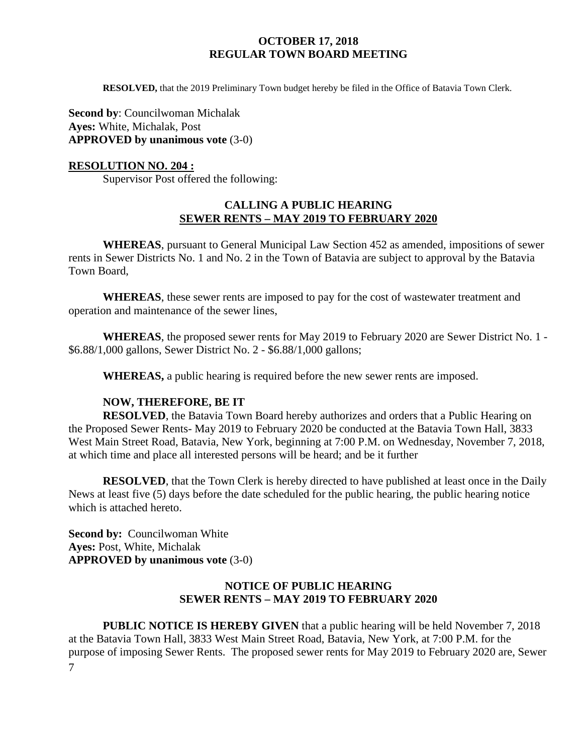**RESOLVED,** that the 2019 Preliminary Town budget hereby be filed in the Office of Batavia Town Clerk.

**Second by**: Councilwoman Michalak
**Ayes:** White, Michalak, Post
**APPROVED by unanimous vote** (3-0)

**RESOLUTION NO. 204 :**

Supervisor Post offered the following:

**CALLING A PUBLIC HEARING**
**SEWER RENTS – MAY 2019 TO FEBRUARY 2020**

**WHEREAS**, pursuant to General Municipal Law Section 452 as amended, impositions of sewer rents in Sewer Districts No. 1 and No. 2 in the Town of Batavia are subject to approval by the Batavia Town Board,

**WHEREAS**, these sewer rents are imposed to pay for the cost of wastewater treatment and operation and maintenance of the sewer lines,

**WHEREAS**, the proposed sewer rents for May 2019 to February 2020 are Sewer District No. 1 - \$6.88/1,000 gallons, Sewer District No. 2 - \$6.88/1,000 gallons;

**WHEREAS,** a public hearing is required before the new sewer rents are imposed.

**NOW, THEREFORE, BE IT**

**RESOLVED**, the Batavia Town Board hereby authorizes and orders that a Public Hearing on the Proposed Sewer Rents- May 2019 to February 2020 be conducted at the Batavia Town Hall, 3833 West Main Street Road, Batavia, New York, beginning at 7:00 P.M. on Wednesday, November 7, 2018, at which time and place all interested persons will be heard; and be it further

**RESOLVED**, that the Town Clerk is hereby directed to have published at least once in the Daily News at least five (5) days before the date scheduled for the public hearing, the public hearing notice which is attached hereto.

**Second by:** Councilwoman White
**Ayes:** Post, White, Michalak
**APPROVED by unanimous vote** (3-0)

**NOTICE OF PUBLIC HEARING**
**SEWER RENTS – MAY 2019 TO FEBRUARY 2020**

**PUBLIC NOTICE IS HEREBY GIVEN** that a public hearing will be held November 7, 2018 at the Batavia Town Hall, 3833 West Main Street Road, Batavia, New York, at 7:00 P.M. for the purpose of imposing Sewer Rents. The proposed sewer rents for May 2019 to February 2020 are, Sewer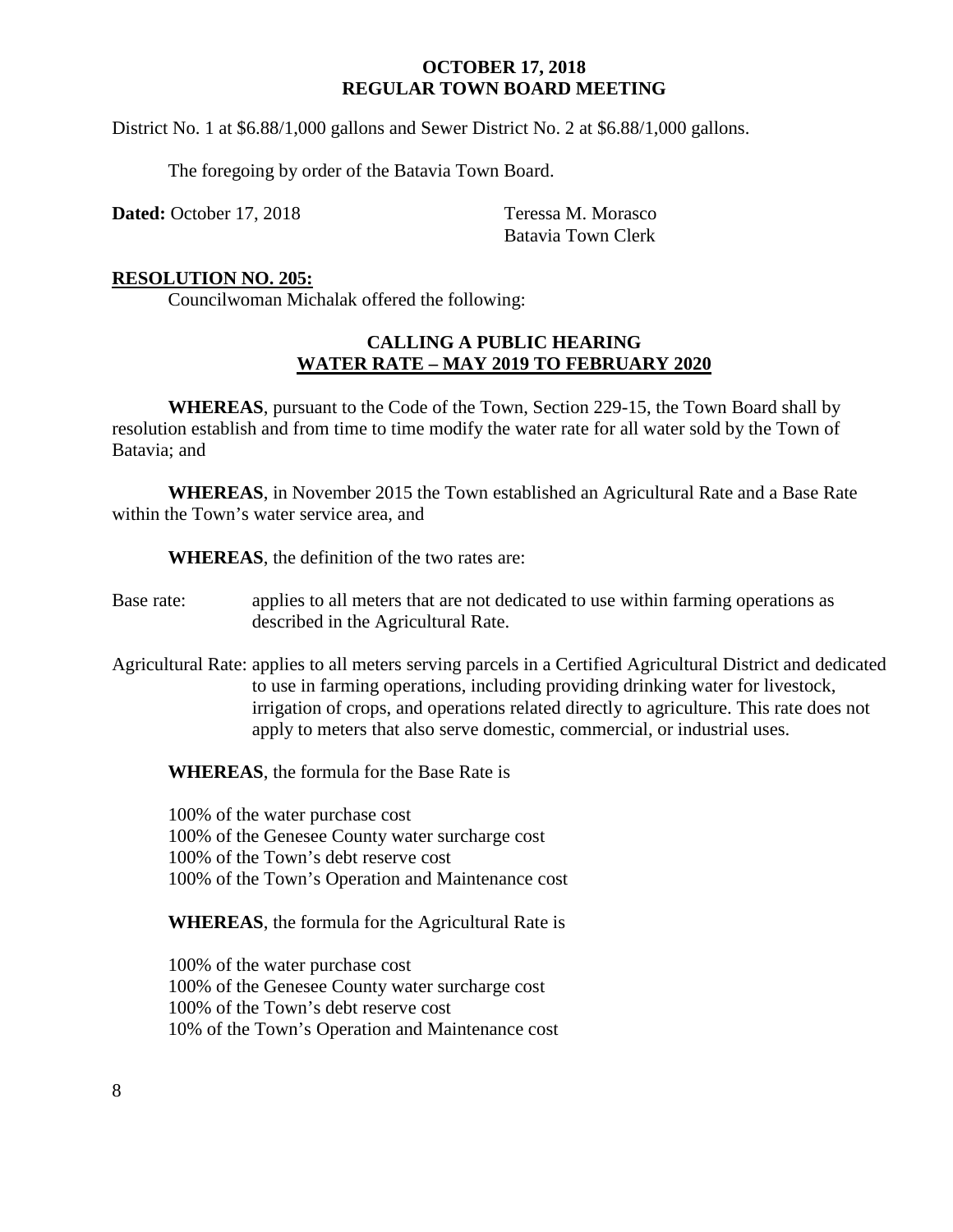District No. 1 at $6.88/1,000 gallons and Sewer District No. 2 at $6.88/1,000 gallons.

The foregoing by order of the Batavia Town Board.

**Dated:** October 17, 2018

Teressa M. Morasco
Batavia Town Clerk

**RESOLUTION NO. 205:**

Councilwoman Michalak offered the following:

**CALLING A PUBLIC HEARING**
**WATER RATE – MAY 2019 TO FEBRUARY 2020**

**WHEREAS**, pursuant to the Code of the Town, Section 229-15, the Town Board shall by resolution establish and from time to time modify the water rate for all water sold by the Town of Batavia; and

**WHEREAS**, in November 2015 the Town established an Agricultural Rate and a Base Rate within the Town's water service area, and

**WHEREAS**, the definition of the two rates are:

Base rate: applies to all meters that are not dedicated to use within farming operations as described in the Agricultural Rate.

Agricultural Rate: applies to all meters serving parcels in a Certified Agricultural District and dedicated to use in farming operations, including providing drinking water for livestock, irrigation of crops, and operations related directly to agriculture. This rate does not apply to meters that also serve domestic, commercial, or industrial uses.

**WHEREAS**, the formula for the Base Rate is

100% of the water purchase cost
100% of the Genesee County water surcharge cost
100% of the Town's debt reserve cost
100% of the Town's Operation and Maintenance cost

**WHEREAS**, the formula for the Agricultural Rate is

100% of the water purchase cost
100% of the Genesee County water surcharge cost
100% of the Town's debt reserve cost
10% of the Town's Operation and Maintenance cost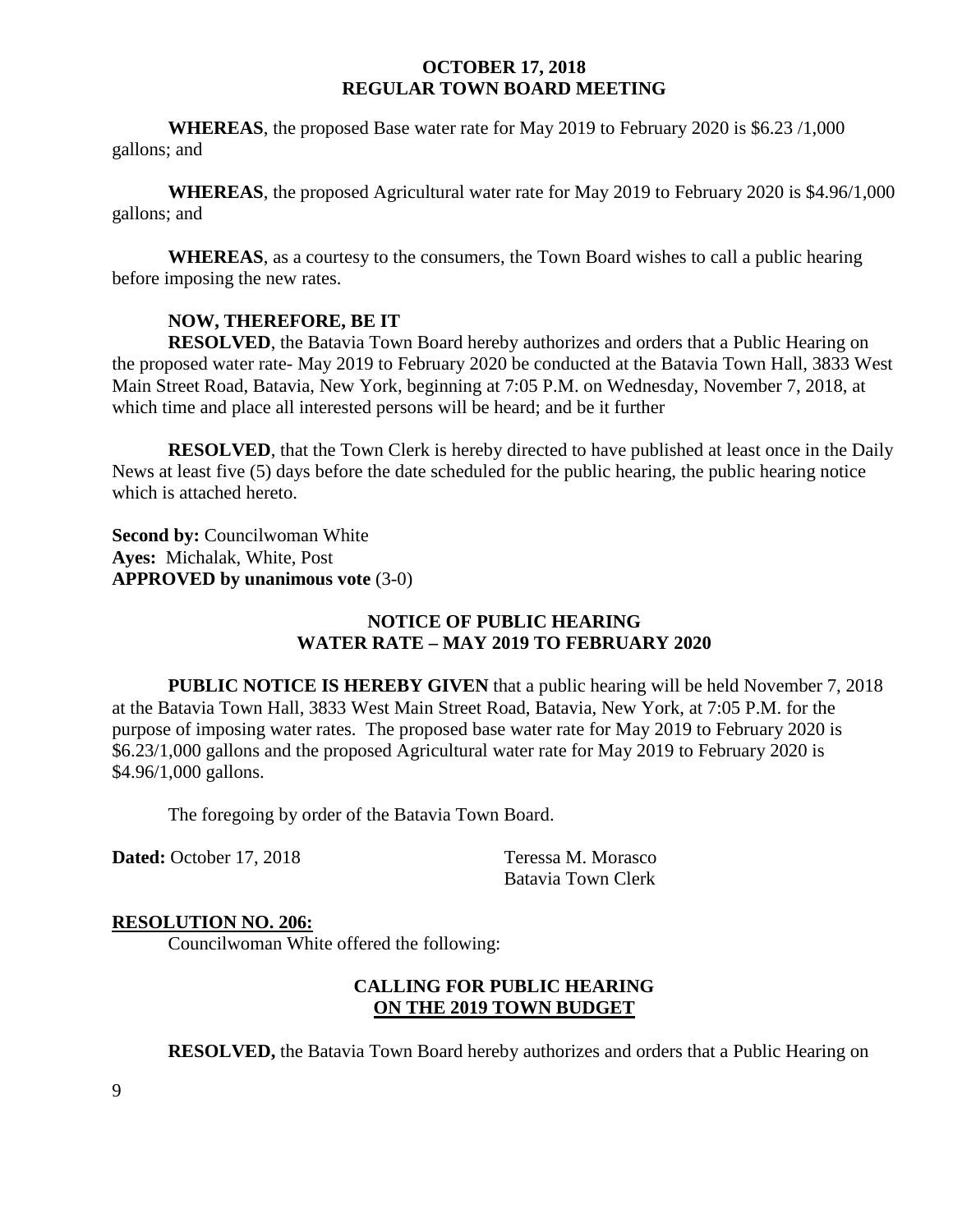**WHEREAS**, the proposed Base water rate for May 2019 to February 2020 is $6.23 /1,000 gallons; and

**WHEREAS**, the proposed Agricultural water rate for May 2019 to February 2020 is $4.96/1,000 gallons; and

**WHEREAS**, as a courtesy to the consumers, the Town Board wishes to call a public hearing before imposing the new rates.

**NOW, THEREFORE, BE IT**

**RESOLVED**, the Batavia Town Board hereby authorizes and orders that a Public Hearing on the proposed water rate- May 2019 to February 2020 be conducted at the Batavia Town Hall, 3833 West Main Street Road, Batavia, New York, beginning at 7:05 P.M. on Wednesday, November 7, 2018, at which time and place all interested persons will be heard; and be it further

**RESOLVED**, that the Town Clerk is hereby directed to have published at least once in the Daily News at least five (5) days before the date scheduled for the public hearing, the public hearing notice which is attached hereto.

**Second by:** Councilwoman White
**Ayes:** Michalak, White, Post
**APPROVED by unanimous vote** (3-0)

**NOTICE OF PUBLIC HEARING**
**WATER RATE – MAY 2019 TO FEBRUARY 2020**

**PUBLIC NOTICE IS HEREBY GIVEN** that a public hearing will be held November 7, 2018 at the Batavia Town Hall, 3833 West Main Street Road, Batavia, New York, at 7:05 P.M. for the purpose of imposing water rates. The proposed base water rate for May 2019 to February 2020 is $6.23/1,000 gallons and the proposed Agricultural water rate for May 2019 to February 2020 is $4.96/1,000 gallons.

The foregoing by order of the Batavia Town Board.

**Dated:** October 17, 2018

Teressa M. Morasco
Batavia Town Clerk

**RESOLUTION NO. 206:**

Councilwoman White offered the following:

**CALLING FOR PUBLIC HEARING**
**ON THE 2019 TOWN BUDGET**

**RESOLVED,** the Batavia Town Board hereby authorizes and orders that a Public Hearing on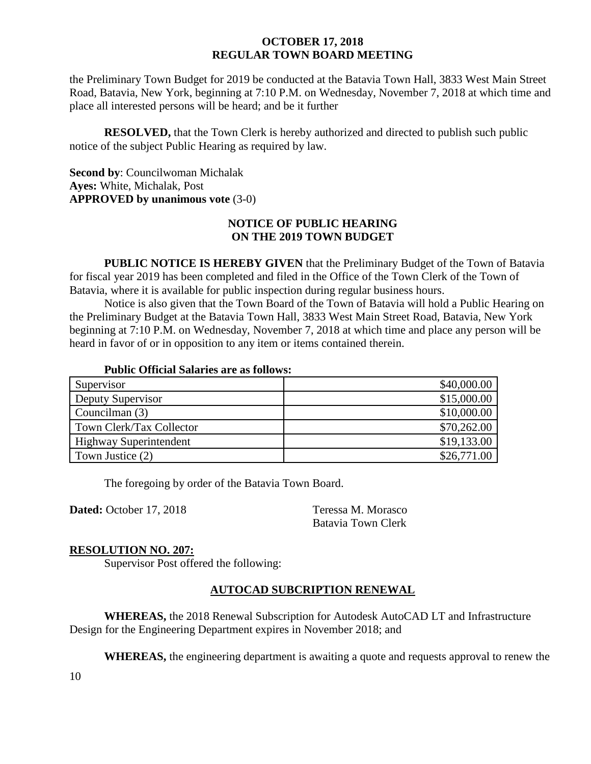the Preliminary Town Budget for 2019 be conducted at the Batavia Town Hall, 3833 West Main Street Road, Batavia, New York, beginning at 7:10 P.M. on Wednesday, November 7, 2018 at which time and place all interested persons will be heard; and be it further

**RESOLVED,** that the Town Clerk is hereby authorized and directed to publish such public notice of the subject Public Hearing as required by law.

**Second by**: Councilwoman Michalak
**Ayes:** White, Michalak, Post
**APPROVED by unanimous vote** (3-0)

**NOTICE OF PUBLIC HEARING ON THE 2019 TOWN BUDGET**

**PUBLIC NOTICE IS HEREBY GIVEN** that the Preliminary Budget of the Town of Batavia for fiscal year 2019 has been completed and filed in the Office of the Town Clerk of the Town of Batavia, where it is available for public inspection during regular business hours.

Notice is also given that the Town Board of the Town of Batavia will hold a Public Hearing on the Preliminary Budget at the Batavia Town Hall, 3833 West Main Street Road, Batavia, New York beginning at 7:10 P.M. on Wednesday, November 7, 2018 at which time and place any person will be heard in favor of or in opposition to any item or items contained therein.

**Public Official Salaries are as follows:**

| | |
|---|---:|
| Supervisor | $40,000.00 |
| Deputy Supervisor | $15,000.00 |
| Councilman (3) | $10,000.00 |
| Town Clerk/Tax Collector | $70,262.00 |
| Highway Superintendent | $19,133.00 |
| Town Justice (2) | $26,771.00 |

The foregoing by order of the Batavia Town Board.

**Dated:** October 17, 2018

Teressa M. Morasco
Batavia Town Clerk

**RESOLUTION NO. 207:**

Supervisor Post offered the following:

**AUTOCAD SUBCRIPTION RENEWAL**

**WHEREAS,** the 2018 Renewal Subscription for Autodesk AutoCAD LT and Infrastructure Design for the Engineering Department expires in November 2018; and

**WHEREAS,** the engineering department is awaiting a quote and requests approval to renew the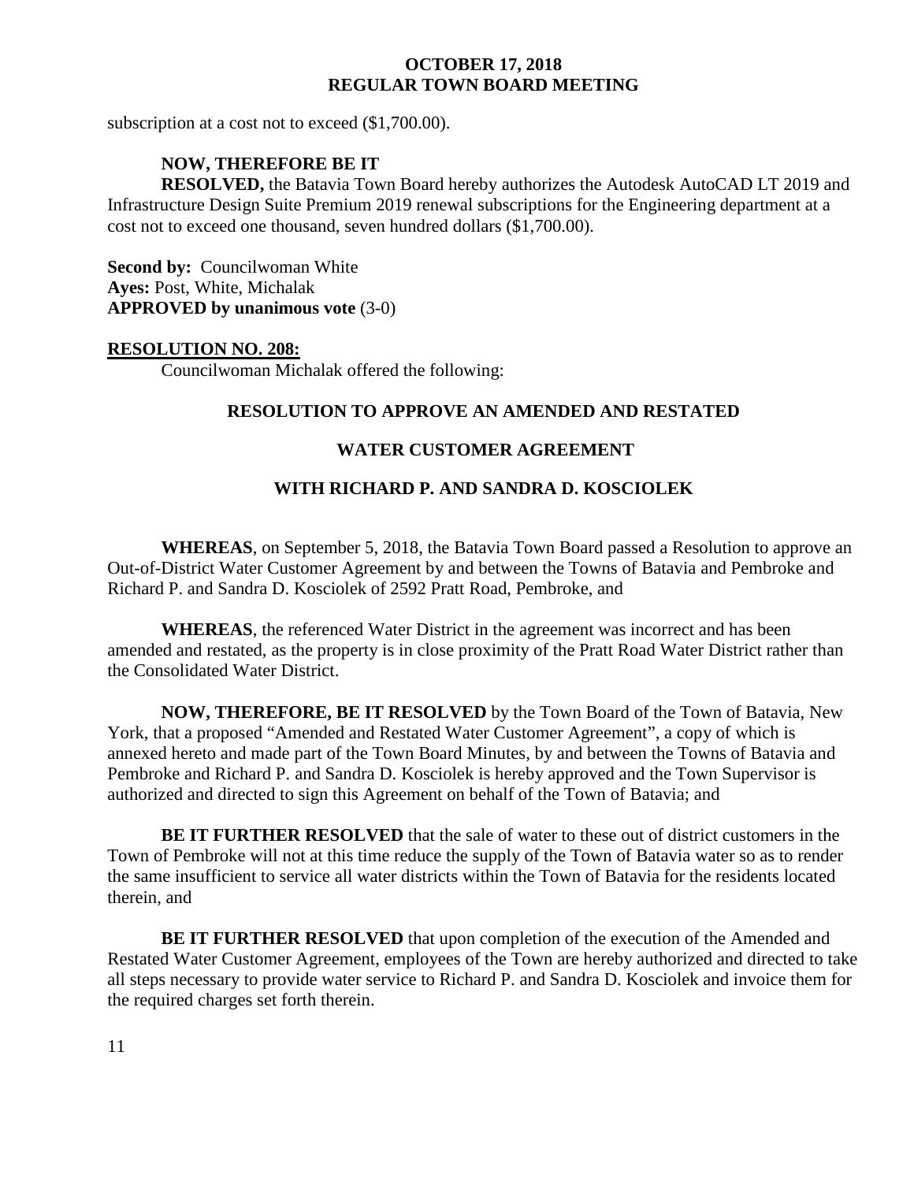subscription at a cost not to exceed ($1,700.00).

**NOW, THEREFORE BE IT**
**RESOLVED,** the Batavia Town Board hereby authorizes the Autodesk AutoCAD LT 2019 and Infrastructure Design Suite Premium 2019 renewal subscriptions for the Engineering department at a cost not to exceed one thousand, seven hundred dollars ($1,700.00).

**Second by:** Councilwoman White
**Ayes:** Post, White, Michalak
**APPROVED by unanimous vote** (3-0)

**RESOLUTION NO. 208:**

Councilwoman Michalak offered the following:

**RESOLUTION TO APPROVE AN AMENDED AND RESTATED**

**WATER CUSTOMER AGREEMENT**

**WITH RICHARD P. AND SANDRA D. KOSCIOLEK**

**WHEREAS**, on September 5, 2018, the Batavia Town Board passed a Resolution to approve an Out-of-District Water Customer Agreement by and between the Towns of Batavia and Pembroke and Richard P. and Sandra D. Kosciolek of 2592 Pratt Road, Pembroke, and

**WHEREAS**, the referenced Water District in the agreement was incorrect and has been amended and restated, as the property is in close proximity of the Pratt Road Water District rather than the Consolidated Water District.

**NOW, THEREFORE, BE IT RESOLVED** by the Town Board of the Town of Batavia, New York, that a proposed "Amended and Restated Water Customer Agreement", a copy of which is annexed hereto and made part of the Town Board Minutes, by and between the Towns of Batavia and Pembroke and Richard P. and Sandra D. Kosciolek is hereby approved and the Town Supervisor is authorized and directed to sign this Agreement on behalf of the Town of Batavia; and

**BE IT FURTHER RESOLVED** that the sale of water to these out of district customers in the Town of Pembroke will not at this time reduce the supply of the Town of Batavia water so as to render the same insufficient to service all water districts within the Town of Batavia for the residents located therein, and

**BE IT FURTHER RESOLVED** that upon completion of the execution of the Amended and Restated Water Customer Agreement, employees of the Town are hereby authorized and directed to take all steps necessary to provide water service to Richard P. and Sandra D. Kosciolek and invoice them for the required charges set forth therein.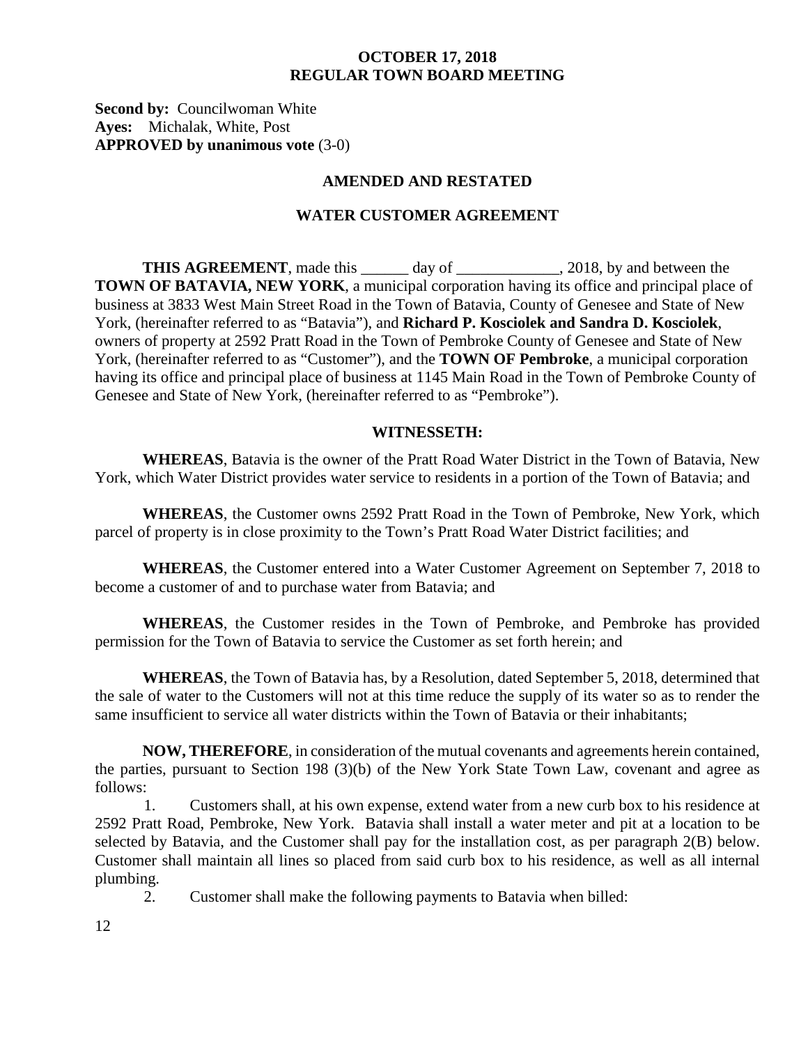**Second by:** Councilwoman White
**Ayes:** Michalak, White, Post
**APPROVED by unanimous vote** (3-0)

## AMENDED AND RESTATED

## WATER CUSTOMER AGREEMENT

**THIS AGREEMENT**, made this ______ day of _____________, 2018, by and between the **TOWN OF BATAVIA, NEW YORK**, a municipal corporation having its office and principal place of business at 3833 West Main Street Road in the Town of Batavia, County of Genesee and State of New York, (hereinafter referred to as "Batavia"), and **Richard P. Kosciolek and Sandra D. Kosciolek**, owners of property at 2592 Pratt Road in the Town of Pembroke County of Genesee and State of New York, (hereinafter referred to as "Customer"), and the **TOWN OF Pembroke**, a municipal corporation having its office and principal place of business at 1145 Main Road in the Town of Pembroke County of Genesee and State of New York, (hereinafter referred to as "Pembroke").

**WITNESSETH:**

**WHEREAS**, Batavia is the owner of the Pratt Road Water District in the Town of Batavia, New York, which Water District provides water service to residents in a portion of the Town of Batavia; and

**WHEREAS**, the Customer owns 2592 Pratt Road in the Town of Pembroke, New York, which parcel of property is in close proximity to the Town's Pratt Road Water District facilities; and

**WHEREAS**, the Customer entered into a Water Customer Agreement on September 7, 2018 to become a customer of and to purchase water from Batavia; and

**WHEREAS**, the Customer resides in the Town of Pembroke, and Pembroke has provided permission for the Town of Batavia to service the Customer as set forth herein; and

**WHEREAS**, the Town of Batavia has, by a Resolution, dated September 5, 2018, determined that the sale of water to the Customers will not at this time reduce the supply of its water so as to render the same insufficient to service all water districts within the Town of Batavia or their inhabitants;

**NOW, THEREFORE**, in consideration of the mutual covenants and agreements herein contained, the parties, pursuant to Section 198 (3)(b) of the New York State Town Law, covenant and agree as follows:

1. Customers shall, at his own expense, extend water from a new curb box to his residence at 2592 Pratt Road, Pembroke, New York. Batavia shall install a water meter and pit at a location to be selected by Batavia, and the Customer shall pay for the installation cost, as per paragraph 2(B) below. Customer shall maintain all lines so placed from said curb box to his residence, as well as all internal plumbing.
2. Customer shall make the following payments to Batavia when billed: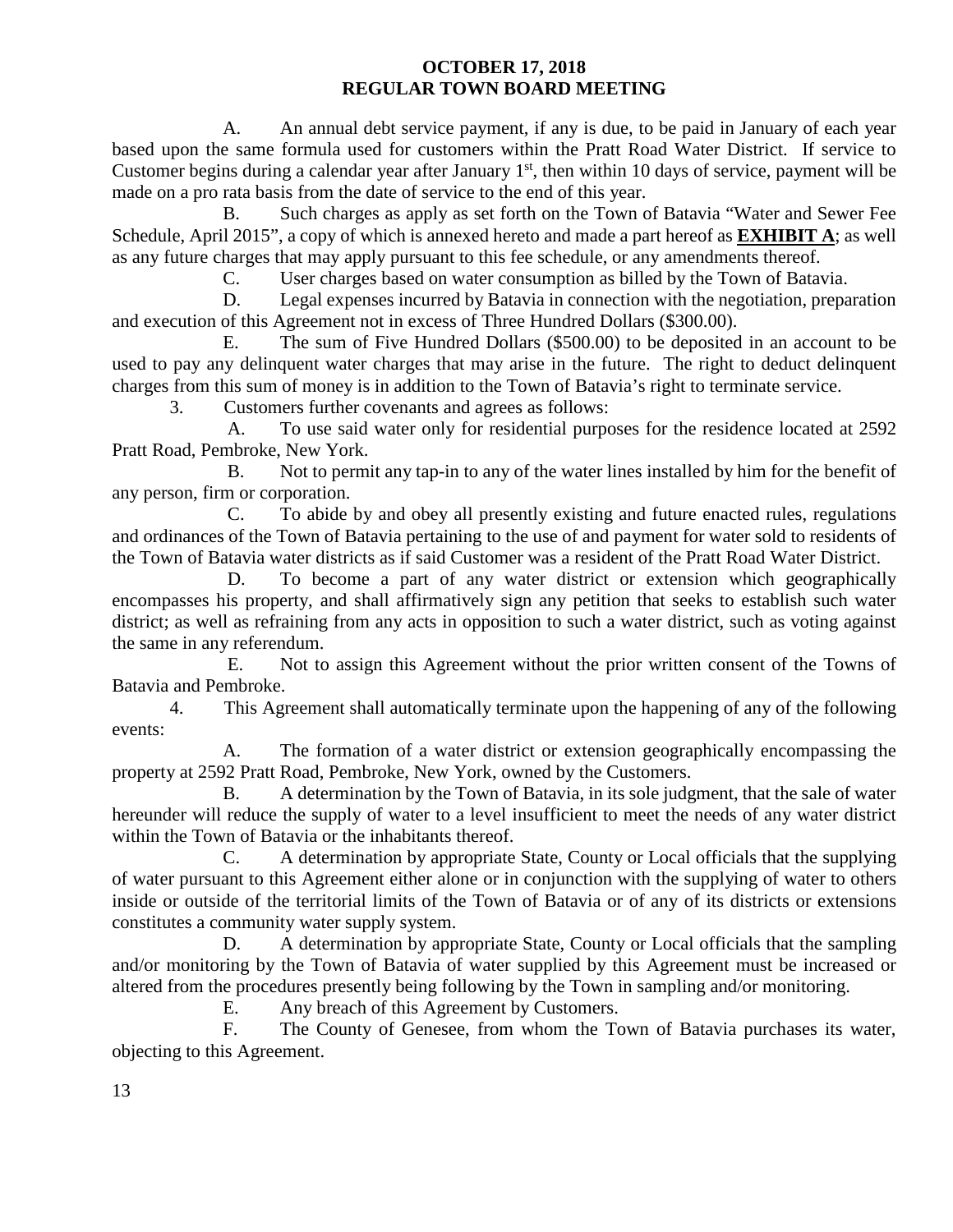A. An annual debt service payment, if any is due, to be paid in January of each year based upon the same formula used for customers within the Pratt Road Water District. If service to Customer begins during a calendar year after January 1st, then within 10 days of service, payment will be made on a pro rata basis from the date of service to the end of this year.

B. Such charges as apply as set forth on the Town of Batavia "Water and Sewer Fee Schedule, April 2015", a copy of which is annexed hereto and made a part hereof as **EXHIBIT A**; as well as any future charges that may apply pursuant to this fee schedule, or any amendments thereof.

C. User charges based on water consumption as billed by the Town of Batavia.

D. Legal expenses incurred by Batavia in connection with the negotiation, preparation and execution of this Agreement not in excess of Three Hundred Dollars ($300.00).

E. The sum of Five Hundred Dollars ($500.00) to be deposited in an account to be used to pay any delinquent water charges that may arise in the future. The right to deduct delinquent charges from this sum of money is in addition to the Town of Batavia's right to terminate service.

3. Customers further covenants and agrees as follows:

A. To use said water only for residential purposes for the residence located at 2592 Pratt Road, Pembroke, New York.

B. Not to permit any tap-in to any of the water lines installed by him for the benefit of any person, firm or corporation.

C. To abide by and obey all presently existing and future enacted rules, regulations and ordinances of the Town of Batavia pertaining to the use of and payment for water sold to residents of the Town of Batavia water districts as if said Customer was a resident of the Pratt Road Water District.

D. To become a part of any water district or extension which geographically encompasses his property, and shall affirmatively sign any petition that seeks to establish such water district; as well as refraining from any acts in opposition to such a water district, such as voting against the same in any referendum.

E. Not to assign this Agreement without the prior written consent of the Towns of Batavia and Pembroke.

4. This Agreement shall automatically terminate upon the happening of any of the following events:

A. The formation of a water district or extension geographically encompassing the property at 2592 Pratt Road, Pembroke, New York, owned by the Customers.

B. A determination by the Town of Batavia, in its sole judgment, that the sale of water hereunder will reduce the supply of water to a level insufficient to meet the needs of any water district within the Town of Batavia or the inhabitants thereof.

C. A determination by appropriate State, County or Local officials that the supplying of water pursuant to this Agreement either alone or in conjunction with the supplying of water to others inside or outside of the territorial limits of the Town of Batavia or of any of its districts or extensions constitutes a community water supply system.

D. A determination by appropriate State, County or Local officials that the sampling and/or monitoring by the Town of Batavia of water supplied by this Agreement must be increased or altered from the procedures presently being following by the Town in sampling and/or monitoring.

E. Any breach of this Agreement by Customers.

F. The County of Genesee, from whom the Town of Batavia purchases its water, objecting to this Agreement.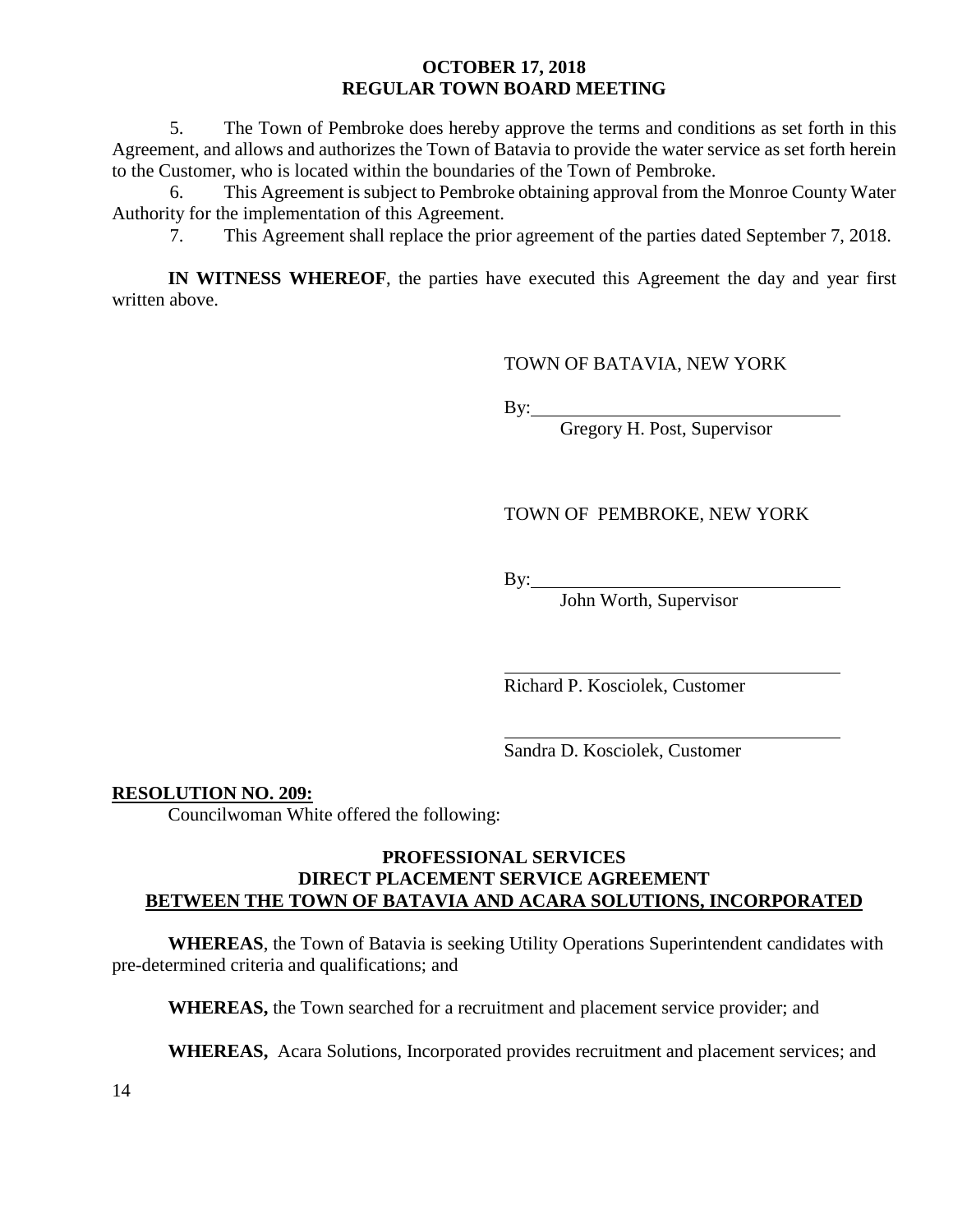5. The Town of Pembroke does hereby approve the terms and conditions as set forth in this Agreement, and allows and authorizes the Town of Batavia to provide the water service as set forth herein to the Customer, who is located within the boundaries of the Town of Pembroke.

6. This Agreement is subject to Pembroke obtaining approval from the Monroe County Water Authority for the implementation of this Agreement.

7. This Agreement shall replace the prior agreement of the parties dated September 7, 2018.

**IN WITNESS WHEREOF**, the parties have executed this Agreement the day and year first written above.

TOWN OF BATAVIA, NEW YORK

By:\_\_\_\_\_\_\_\_\_\_\_\_\_\_\_\_\_\_\_\_\_\_\_\_\_\_\_\_\_\_\_\_
Gregory H. Post, Supervisor

TOWN OF PEMBROKE, NEW YORK

By:\_\_\_\_\_\_\_\_\_\_\_\_\_\_\_\_\_\_\_\_\_\_\_\_\_\_\_\_\_\_\_\_
John Worth, Supervisor

\_\_\_\_\_\_\_\_\_\_\_\_\_\_\_\_\_\_\_\_\_\_\_\_\_\_\_\_\_\_\_\_\_\_\_
Richard P. Kosciolek, Customer

\_\_\_\_\_\_\_\_\_\_\_\_\_\_\_\_\_\_\_\_\_\_\_\_\_\_\_\_\_\_\_\_\_\_\_
Sandra D. Kosciolek, Customer

**RESOLUTION NO. 209:**

Councilwoman White offered the following:

**PROFESSIONAL SERVICES**
**DIRECT PLACEMENT SERVICE AGREEMENT**
**BETWEEN THE TOWN OF BATAVIA AND ACARA SOLUTIONS, INCORPORATED**

**WHEREAS**, the Town of Batavia is seeking Utility Operations Superintendent candidates with pre-determined criteria and qualifications; and

**WHEREAS,** the Town searched for a recruitment and placement service provider; and

**WHEREAS,** Acara Solutions, Incorporated provides recruitment and placement services; and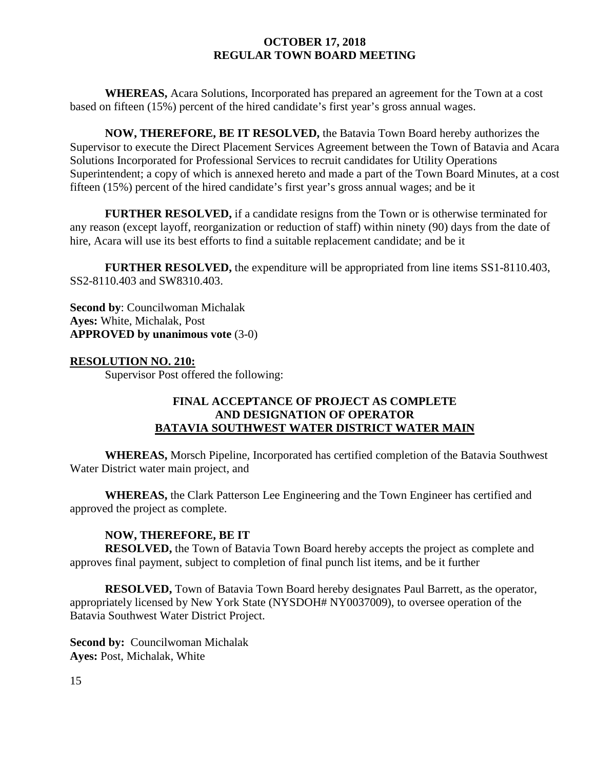**WHEREAS,** Acara Solutions, Incorporated has prepared an agreement for the Town at a cost based on fifteen (15%) percent of the hired candidate's first year's gross annual wages.

**NOW, THEREFORE, BE IT RESOLVED,** the Batavia Town Board hereby authorizes the Supervisor to execute the Direct Placement Services Agreement between the Town of Batavia and Acara Solutions Incorporated for Professional Services to recruit candidates for Utility Operations Superintendent; a copy of which is annexed hereto and made a part of the Town Board Minutes, at a cost fifteen (15%) percent of the hired candidate's first year's gross annual wages; and be it

**FURTHER RESOLVED,** if a candidate resigns from the Town or is otherwise terminated for any reason (except layoff, reorganization or reduction of staff) within ninety (90) days from the date of hire, Acara will use its best efforts to find a suitable replacement candidate; and be it

**FURTHER RESOLVED,** the expenditure will be appropriated from line items SS1-8110.403, SS2-8110.403 and SW8310.403.

**Second by**: Councilwoman Michalak
**Ayes:** White, Michalak, Post
**APPROVED by unanimous vote** (3-0)

**RESOLUTION NO. 210:**

Supervisor Post offered the following:

**FINAL ACCEPTANCE OF PROJECT AS COMPLETE**
**AND DESIGNATION OF OPERATOR**
**BATAVIA SOUTHWEST WATER DISTRICT WATER MAIN**

**WHEREAS,** Morsch Pipeline, Incorporated has certified completion of the Batavia Southwest Water District water main project, and

**WHEREAS,** the Clark Patterson Lee Engineering and the Town Engineer has certified and approved the project as complete.

**NOW, THEREFORE, BE IT**
**RESOLVED,** the Town of Batavia Town Board hereby accepts the project as complete and approves final payment, subject to completion of final punch list items, and be it further

**RESOLVED,** Town of Batavia Town Board hereby designates Paul Barrett, as the operator, appropriately licensed by New York State (NYSDOH# NY0037009), to oversee operation of the Batavia Southwest Water District Project.

**Second by:** Councilwoman Michalak
**Ayes:** Post, Michalak, White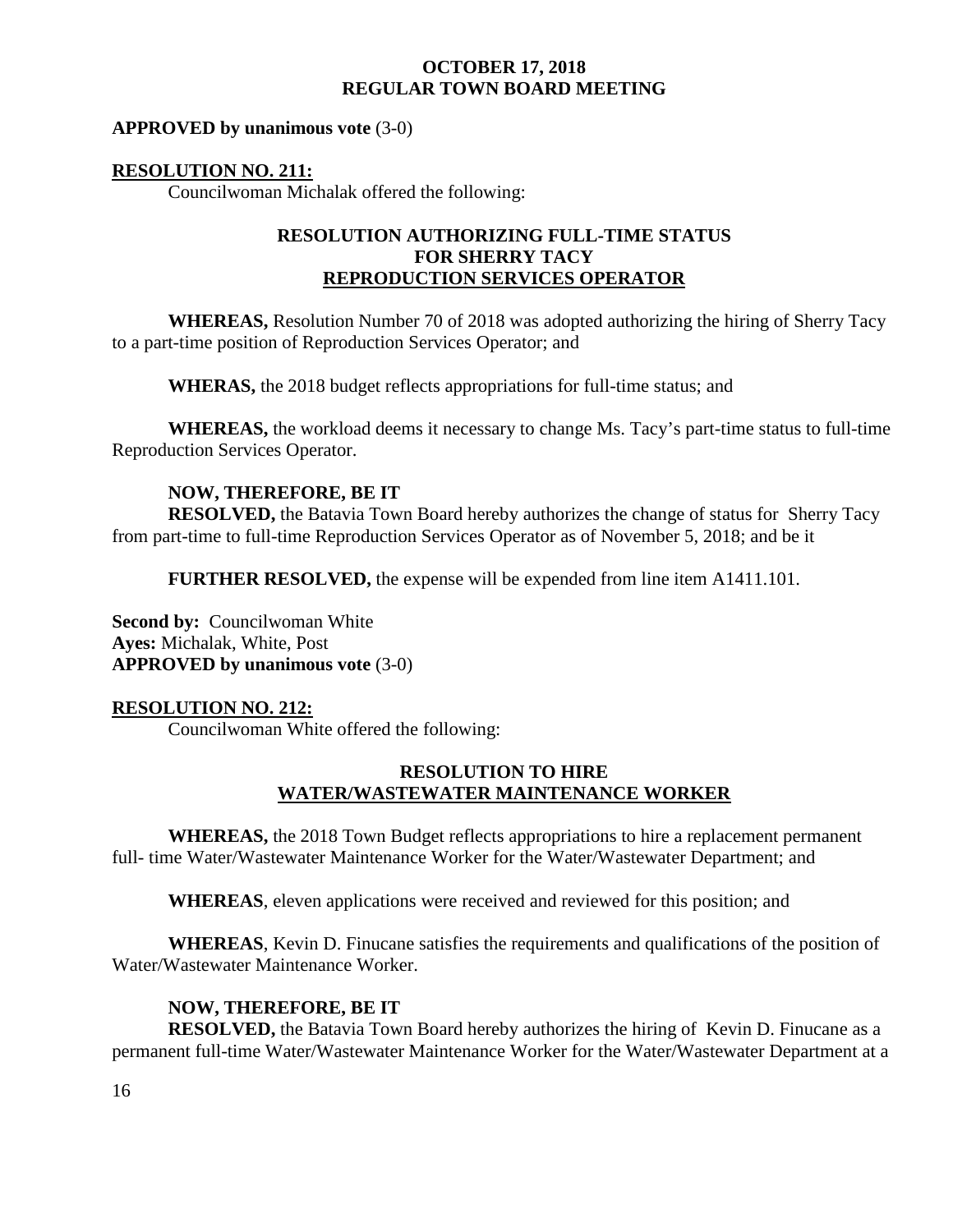**APPROVED by unanimous vote** (3-0)

**RESOLUTION NO. 211:**

Councilwoman Michalak offered the following:

**RESOLUTION AUTHORIZING FULL-TIME STATUS**
**FOR SHERRY TACY**
**REPRODUCTION SERVICES OPERATOR**

**WHEREAS,** Resolution Number 70 of 2018 was adopted authorizing the hiring of Sherry Tacy to a part-time position of Reproduction Services Operator; and

**WHERAS,** the 2018 budget reflects appropriations for full-time status; and

**WHEREAS,** the workload deems it necessary to change Ms. Tacy's part-time status to full-time Reproduction Services Operator.

**NOW, THEREFORE, BE IT**
**RESOLVED,** the Batavia Town Board hereby authorizes the change of status for Sherry Tacy from part-time to full-time Reproduction Services Operator as of November 5, 2018; and be it

**FURTHER RESOLVED,** the expense will be expended from line item A1411.101.

**Second by:** Councilwoman White
**Ayes:** Michalak, White, Post
**APPROVED by unanimous vote** (3-0)

**RESOLUTION NO. 212:**

Councilwoman White offered the following:

**RESOLUTION TO HIRE**
**WATER/WASTEWATER MAINTENANCE WORKER**

**WHEREAS,** the 2018 Town Budget reflects appropriations to hire a replacement permanent full- time Water/Wastewater Maintenance Worker for the Water/Wastewater Department; and

**WHEREAS**, eleven applications were received and reviewed for this position; and

**WHEREAS**, Kevin D. Finucane satisfies the requirements and qualifications of the position of Water/Wastewater Maintenance Worker.

**NOW, THEREFORE, BE IT**
**RESOLVED,** the Batavia Town Board hereby authorizes the hiring of Kevin D. Finucane as a permanent full-time Water/Wastewater Maintenance Worker for the Water/Wastewater Department at a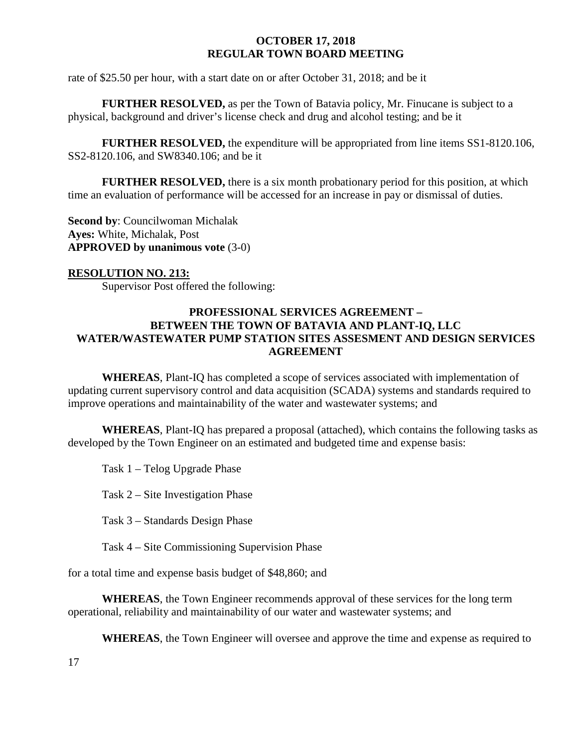rate of $25.50 per hour, with a start date on or after October 31, 2018; and be it

**FURTHER RESOLVED,** as per the Town of Batavia policy, Mr. Finucane is subject to a physical, background and driver's license check and drug and alcohol testing; and be it

**FURTHER RESOLVED,** the expenditure will be appropriated from line items SS1-8120.106, SS2-8120.106, and SW8340.106; and be it

**FURTHER RESOLVED,** there is a six month probationary period for this position, at which time an evaluation of performance will be accessed for an increase in pay or dismissal of duties.

**Second by**: Councilwoman Michalak
**Ayes:** White, Michalak, Post
**APPROVED by unanimous vote** (3-0)

**RESOLUTION NO. 213:**

Supervisor Post offered the following:

**PROFESSIONAL SERVICES AGREEMENT – BETWEEN THE TOWN OF BATAVIA AND PLANT-IQ, LLC WATER/WASTEWATER PUMP STATION SITES ASSESMENT AND DESIGN SERVICES AGREEMENT**

**WHEREAS**, Plant-IQ has completed a scope of services associated with implementation of updating current supervisory control and data acquisition (SCADA) systems and standards required to improve operations and maintainability of the water and wastewater systems; and

**WHEREAS**, Plant-IQ has prepared a proposal (attached), which contains the following tasks as developed by the Town Engineer on an estimated and budgeted time and expense basis:

Task 1 – Telog Upgrade Phase

Task 2 – Site Investigation Phase

Task 3 – Standards Design Phase

Task 4 – Site Commissioning Supervision Phase

for a total time and expense basis budget of $48,860; and

**WHEREAS**, the Town Engineer recommends approval of these services for the long term operational, reliability and maintainability of our water and wastewater systems; and

**WHEREAS**, the Town Engineer will oversee and approve the time and expense as required to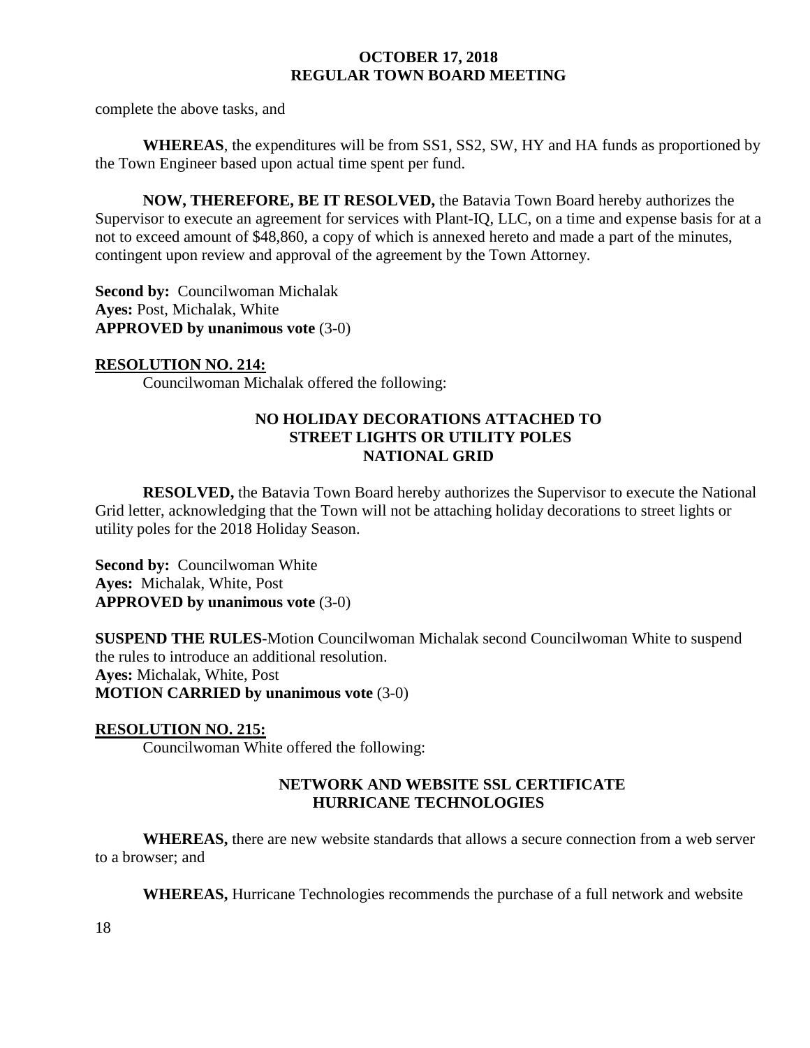complete the above tasks, and

**WHEREAS**, the expenditures will be from SS1, SS2, SW, HY and HA funds as proportioned by the Town Engineer based upon actual time spent per fund.

**NOW, THEREFORE, BE IT RESOLVED,** the Batavia Town Board hereby authorizes the Supervisor to execute an agreement for services with Plant-IQ, LLC, on a time and expense basis for at a not to exceed amount of $48,860, a copy of which is annexed hereto and made a part of the minutes, contingent upon review and approval of the agreement by the Town Attorney.

**Second by:** Councilwoman Michalak
**Ayes:** Post, Michalak, White
**APPROVED by unanimous vote** (3-0)

**RESOLUTION NO. 214:**

Councilwoman Michalak offered the following:

**NO HOLIDAY DECORATIONS ATTACHED TO STREET LIGHTS OR UTILITY POLES NATIONAL GRID**

**RESOLVED,** the Batavia Town Board hereby authorizes the Supervisor to execute the National Grid letter, acknowledging that the Town will not be attaching holiday decorations to street lights or utility poles for the 2018 Holiday Season.

**Second by:** Councilwoman White
**Ayes:** Michalak, White, Post
**APPROVED by unanimous vote** (3-0)

**SUSPEND THE RULES**-Motion Councilwoman Michalak second Councilwoman White to suspend the rules to introduce an additional resolution.
**Ayes:** Michalak, White, Post
**MOTION CARRIED by unanimous vote** (3-0)

**RESOLUTION NO. 215:**

Councilwoman White offered the following:

**NETWORK AND WEBSITE SSL CERTIFICATE HURRICANE TECHNOLOGIES**

**WHEREAS,** there are new website standards that allows a secure connection from a web server to a browser; and

**WHEREAS,** Hurricane Technologies recommends the purchase of a full network and website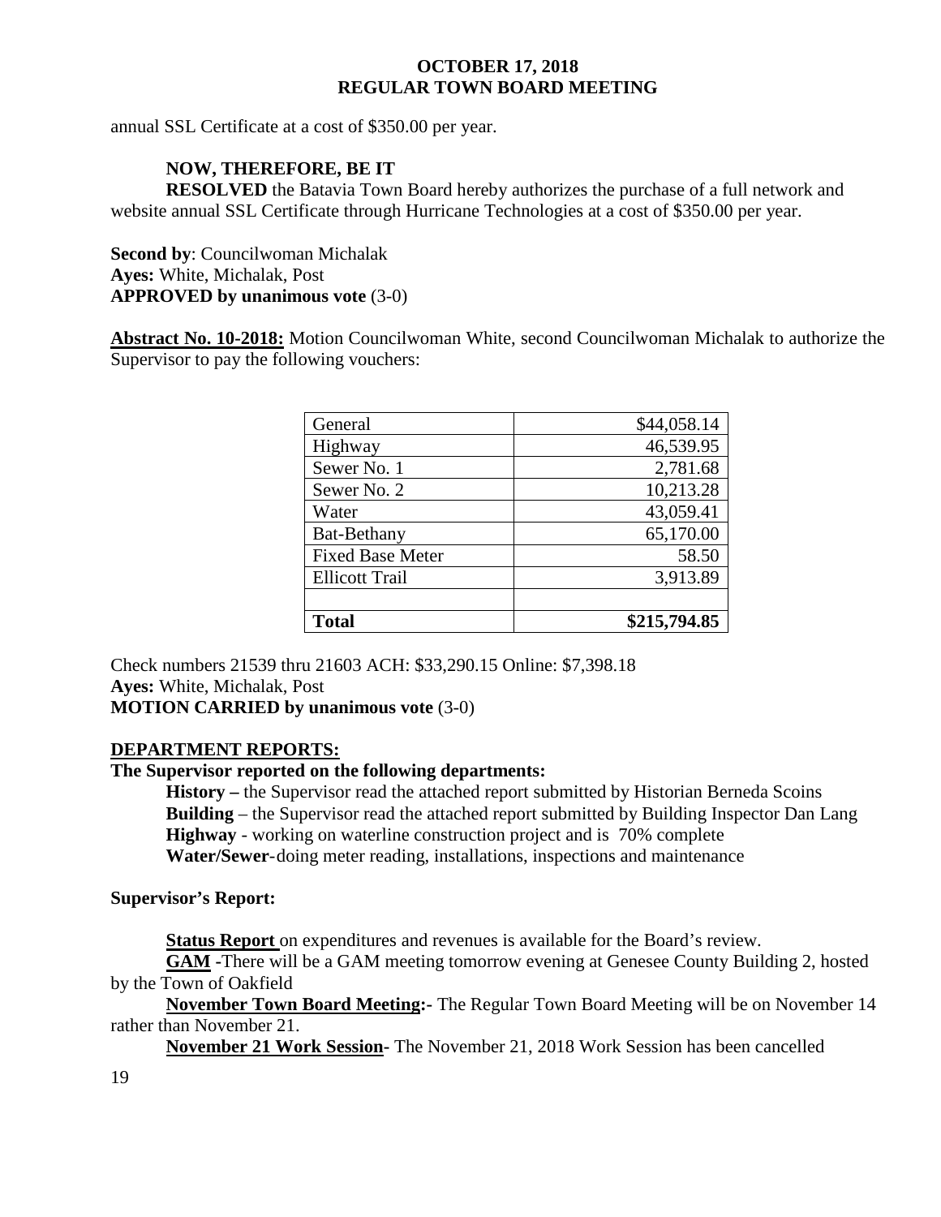annual SSL Certificate at a cost of $350.00 per year.

**NOW, THEREFORE, BE IT**

**RESOLVED** the Batavia Town Board hereby authorizes the purchase of a full network and website annual SSL Certificate through Hurricane Technologies at a cost of $350.00 per year.

**Second by**: Councilwoman Michalak
**Ayes:** White, Michalak, Post
**APPROVED by unanimous vote** (3-0)

**<u>Abstract No. 10-2018:</u>** Motion Councilwoman White, second Councilwoman Michalak to authorize the Supervisor to pay the following vouchers:

| | |
|---|---|
| General | $44,058.14 |
| Highway | 46,539.95 |
| Sewer No. 1 | 2,781.68 |
| Sewer No. 2 | 10,213.28 |
| Water | 43,059.41 |
| Bat-Bethany | 65,170.00 |
| Fixed Base Meter | 58.50 |
| Ellicott Trail | 3,913.89 |
| | |
| **Total** | **$215,794.85** |

Check numbers 21539 thru 21603 ACH: $33,290.15 Online: $7,398.18
**Ayes:** White, Michalak, Post
**MOTION CARRIED by unanimous vote** (3-0)

**<u>DEPARTMENT REPORTS:</u>**

**The Supervisor reported on the following departments:**

**History –** the Supervisor read the attached report submitted by Historian Berneda Scoins
**Building** – the Supervisor read the attached report submitted by Building Inspector Dan Lang
**Highway** - working on waterline construction project and is 70% complete
**Water/Sewer**-doing meter reading, installations, inspections and maintenance

**Supervisor's Report:**

**<u>Status Report</u>** on expenditures and revenues is available for the Board's review.

**<u>GAM</u>** -There will be a GAM meeting tomorrow evening at Genesee County Building 2, hosted by the Town of Oakfield

**<u>November Town Board Meeting:</u>**- The Regular Town Board Meeting will be on November 14 rather than November 21.

**<u>November 21 Work Session</u>**- The November 21, 2018 Work Session has been cancelled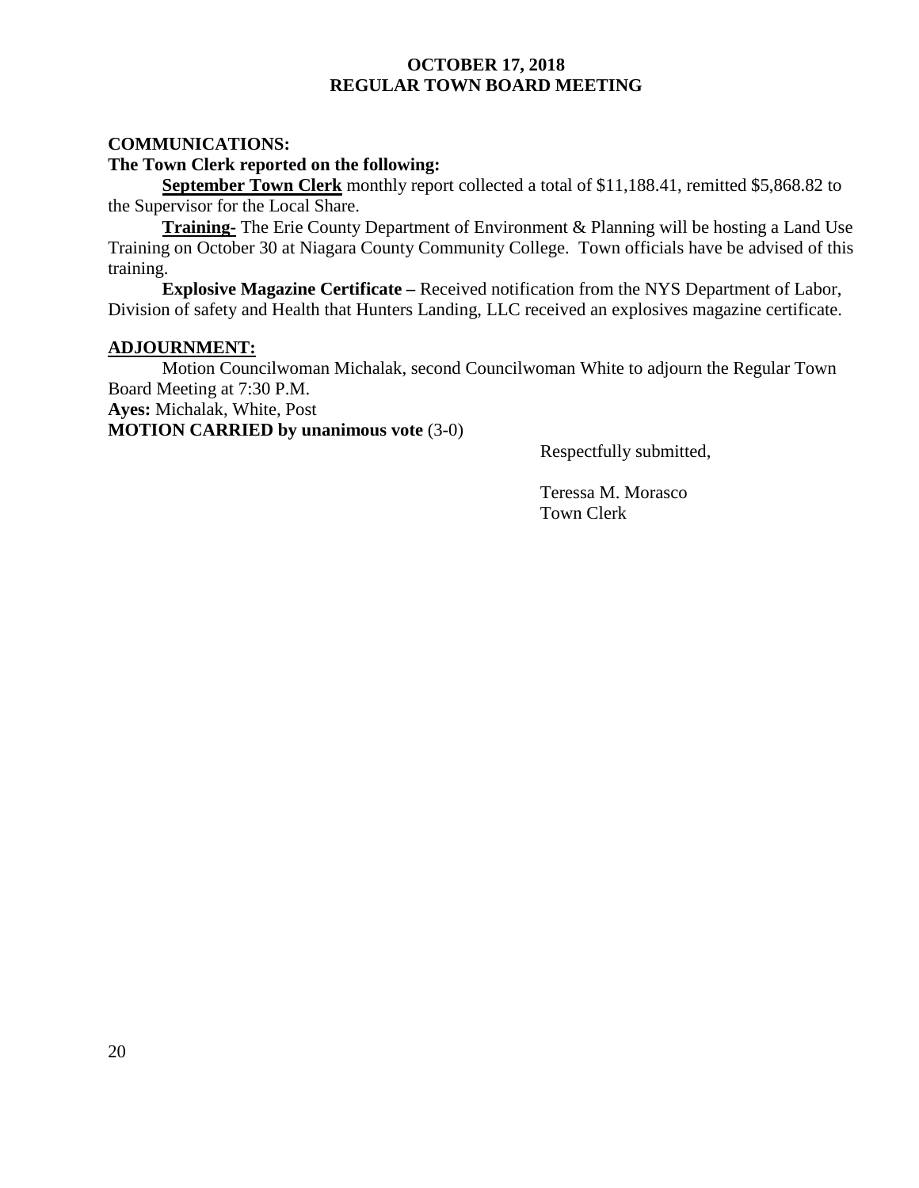**OCTOBER 17, 2018**
**REGULAR TOWN BOARD MEETING**

**COMMUNICATIONS:**

**The Town Clerk reported on the following:**

**September Town Clerk** monthly report collected a total of $11,188.41, remitted $5,868.82 to the Supervisor for the Local Share.

**Training-** The Erie County Department of Environment & Planning will be hosting a Land Use Training on October 30 at Niagara County Community College. Town officials have be advised of this training.

**Explosive Magazine Certificate –** Received notification from the NYS Department of Labor, Division of safety and Health that Hunters Landing, LLC received an explosives magazine certificate.

**ADJOURNMENT:**

Motion Councilwoman Michalak, second Councilwoman White to adjourn the Regular Town Board Meeting at 7:30 P.M.

**Ayes:** Michalak, White, Post

**MOTION CARRIED by unanimous vote** (3-0)

Respectfully submitted,

Teressa M. Morasco
Town Clerk